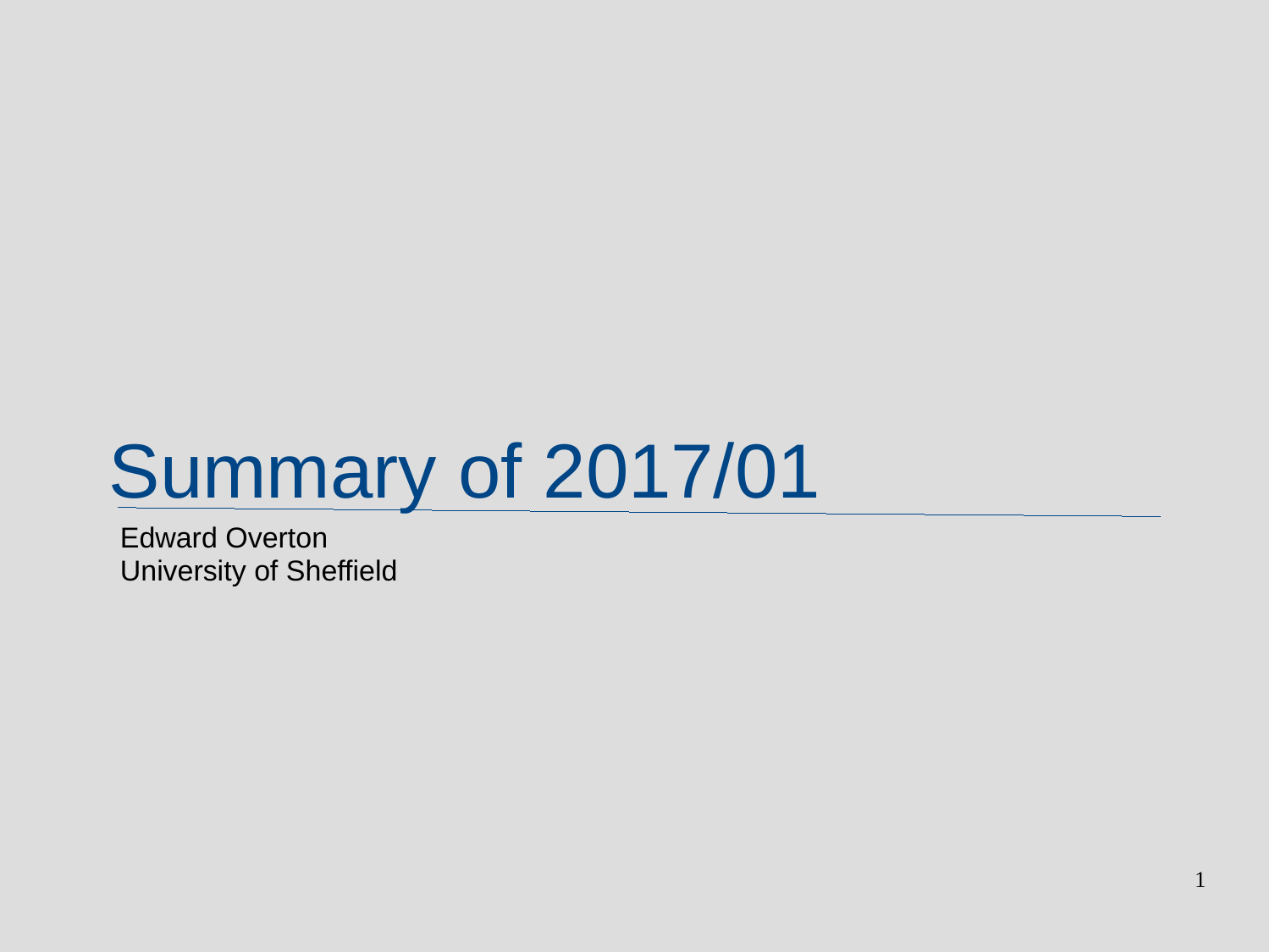# Summary of 2017/01

Edward Overton
University of Sheffield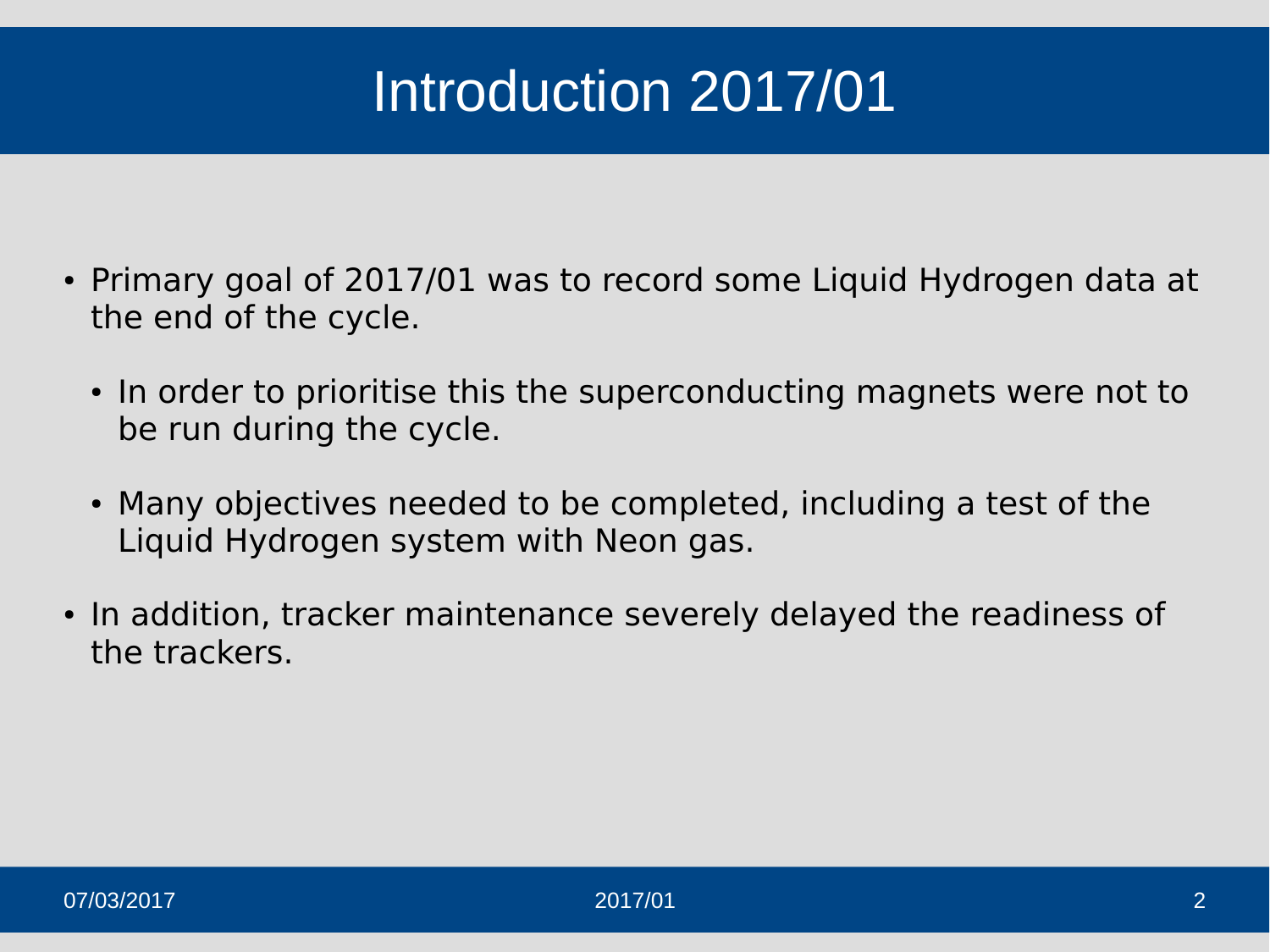# Introduction 2017/01

- Primary goal of 2017/01 was to record some Liquid Hydrogen data at the end of the cycle.
  - In order to prioritise this the superconducting magnets were not to be run during the cycle.
  - Many objectives needed to be completed, including a test of the Liquid Hydrogen system with Neon gas.
- In addition, tracker maintenance severely delayed the readiness of the trackers.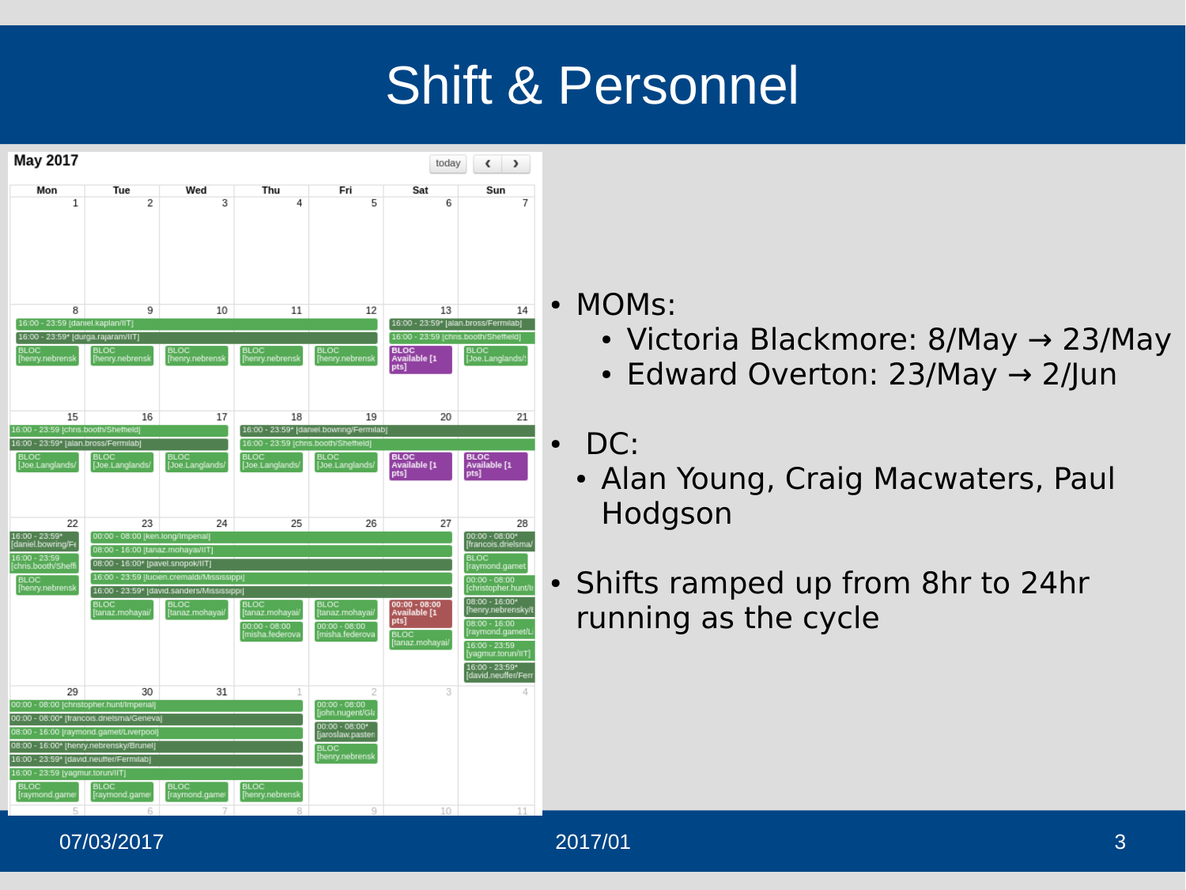# Shift & Personnel

- MOMs:
  - Victoria Blackmore: 8/May → 23/May
  - Edward Overton: 23/May → 2/Jun
- DC:
  - Alan Young, Craig Macwaters, Paul Hodgson
- Shifts ramped up from 8hr to 24hr running as the cycle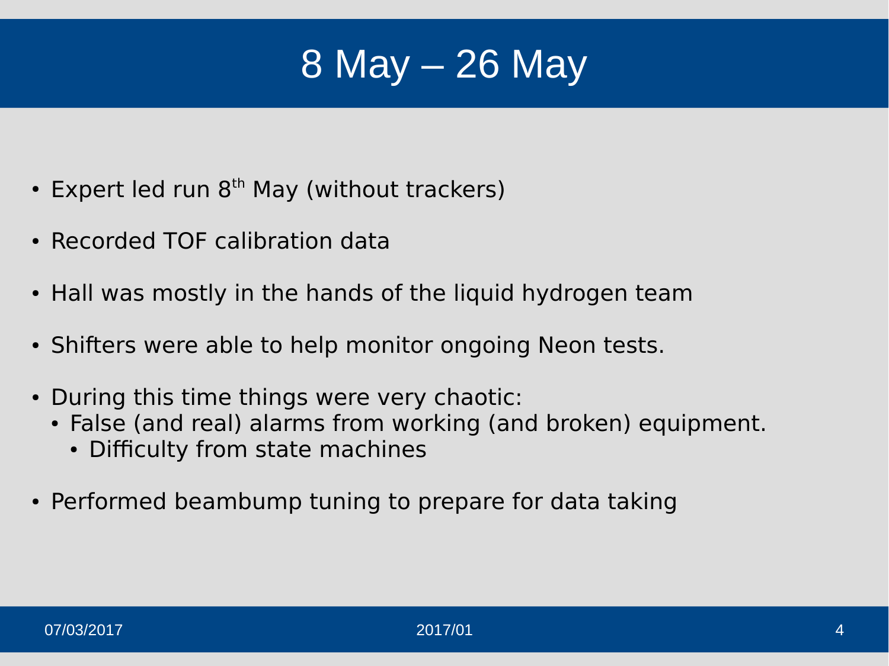# 8 May – 26 May

- Expert led run 8$^{th}$ May (without trackers)
- Recorded TOF calibration data
- Hall was mostly in the hands of the liquid hydrogen team
- Shifters were able to help monitor ongoing Neon tests.
- During this time things were very chaotic:
  - False (and real) alarms from working (and broken) equipment.
    - Difficulty from state machines
- Performed beambump tuning to prepare for data taking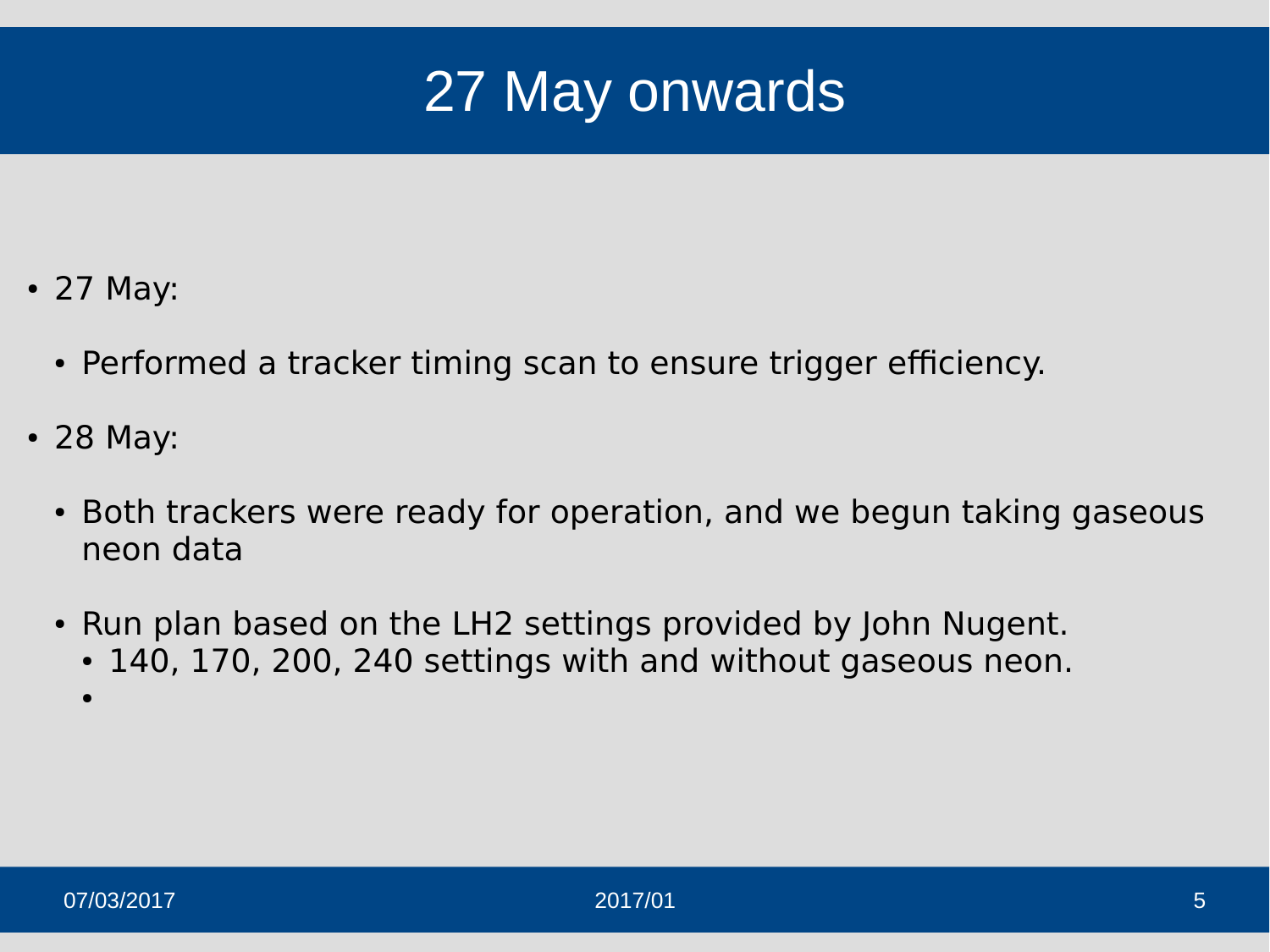# 27 May onwards

- 27 May:
  - Performed a tracker timing scan to ensure trigger efficiency.
- 28 May:
  - Both trackers were ready for operation, and we begun taking gaseous neon data
  - Run plan based on the LH2 settings provided by John Nugent.
    - 140, 170, 200, 240 settings with and without gaseous neon.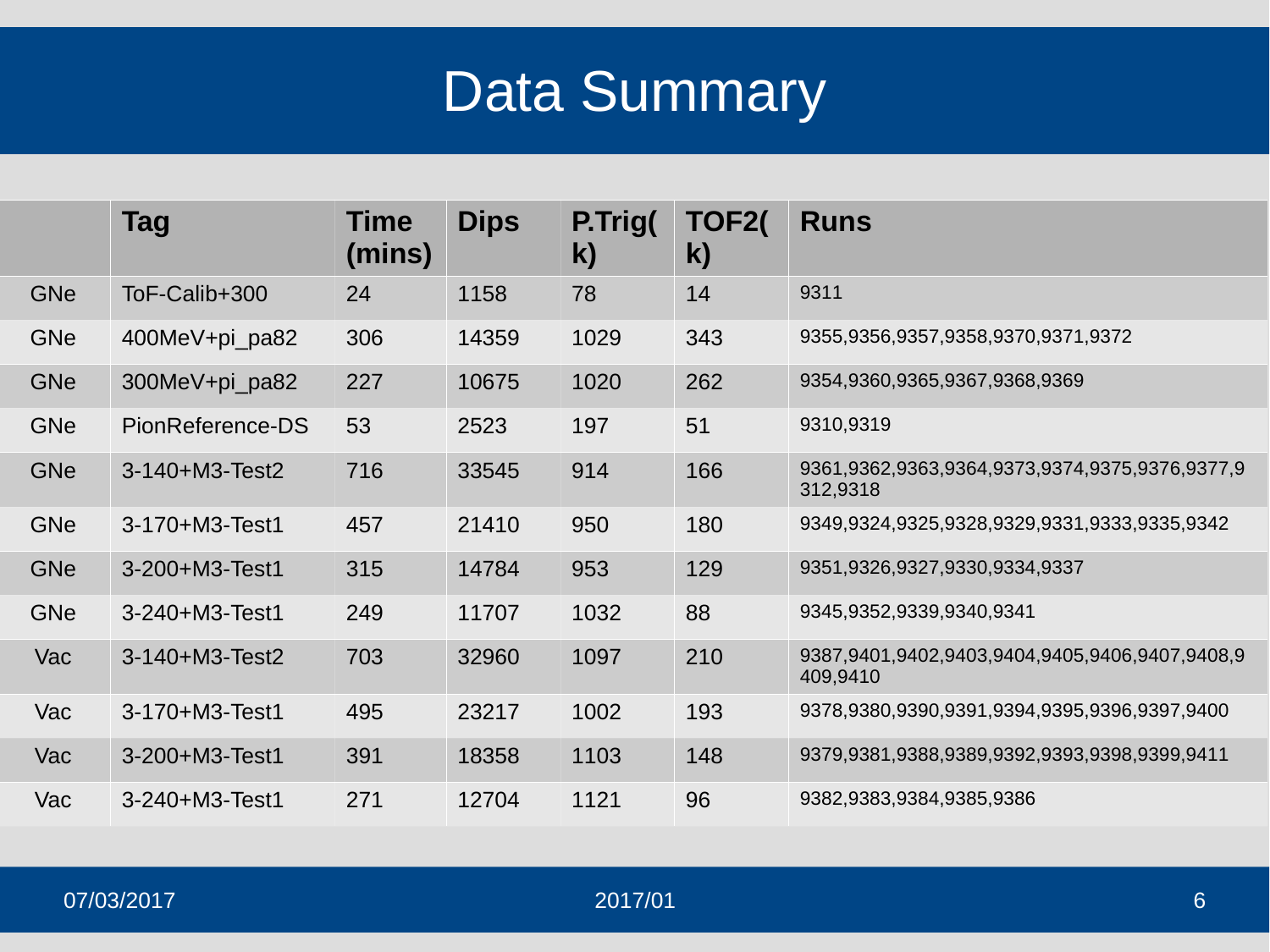# Data Summary

| | Tag | Time (mins) | Dips | P.Trig(k) | TOF2(k) | Runs |
|---|---|---|---|---|---|---|
| GNe | ToF-Calib+300 | 24 | 1158 | 78 | 14 | 9311 |
| GNe | 400MeV+pi_pa82 | 306 | 14359 | 1029 | 343 | 9355,9356,9357,9358,9370,9371,9372 |
| GNe | 300MeV+pi_pa82 | 227 | 10675 | 1020 | 262 | 9354,9360,9365,9367,9368,9369 |
| GNe | PionReference-DS | 53 | 2523 | 197 | 51 | 9310,9319 |
| GNe | 3-140+M3-Test2 | 716 | 33545 | 914 | 166 | 9361,9362,9363,9364,9373,9374,9375,9376,9377,9312,9318 |
| GNe | 3-170+M3-Test1 | 457 | 21410 | 950 | 180 | 9349,9324,9325,9328,9329,9331,9333,9335,9342 |
| GNe | 3-200+M3-Test1 | 315 | 14784 | 953 | 129 | 9351,9326,9327,9330,9334,9337 |
| GNe | 3-240+M3-Test1 | 249 | 11707 | 1032 | 88 | 9345,9352,9339,9340,9341 |
| Vac | 3-140+M3-Test2 | 703 | 32960 | 1097 | 210 | 9387,9401,9402,9403,9404,9405,9406,9407,9408,9409,9410 |
| Vac | 3-170+M3-Test1 | 495 | 23217 | 1002 | 193 | 9378,9380,9390,9391,9394,9395,9396,9397,9400 |
| Vac | 3-200+M3-Test1 | 391 | 18358 | 1103 | 148 | 9379,9381,9388,9389,9392,9393,9398,9399,9411 |
| Vac | 3-240+M3-Test1 | 271 | 12704 | 1121 | 96 | 9382,9383,9384,9385,9386 |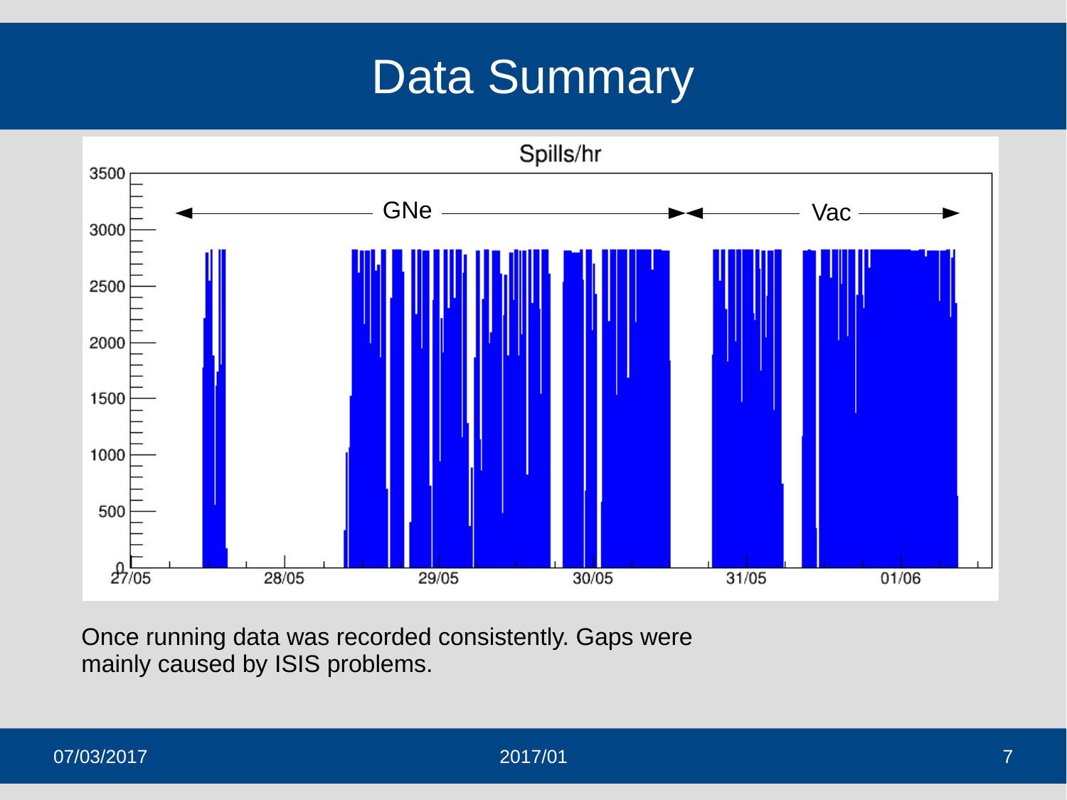# Data Summary

Spills/hr

GNe

Vac

Once running data was recorded consistently. Gaps were mainly caused by ISIS problems.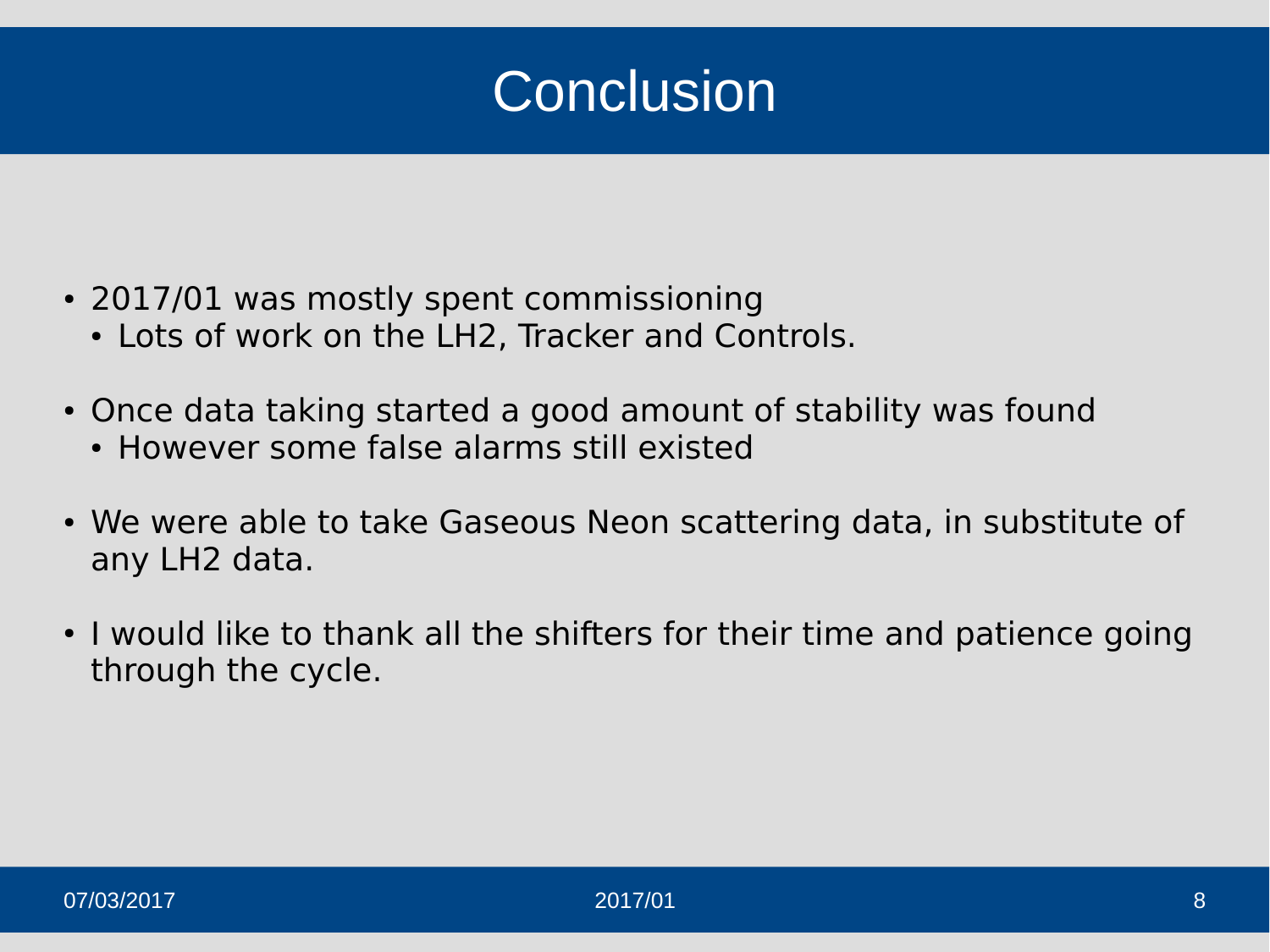# Conclusion

- 2017/01 was mostly spent commissioning
  - Lots of work on the LH2, Tracker and Controls.
- Once data taking started a good amount of stability was found
  - However some false alarms still existed
- We were able to take Gaseous Neon scattering data, in substitute of any LH2 data.
- I would like to thank all the shifters for their time and patience going through the cycle.